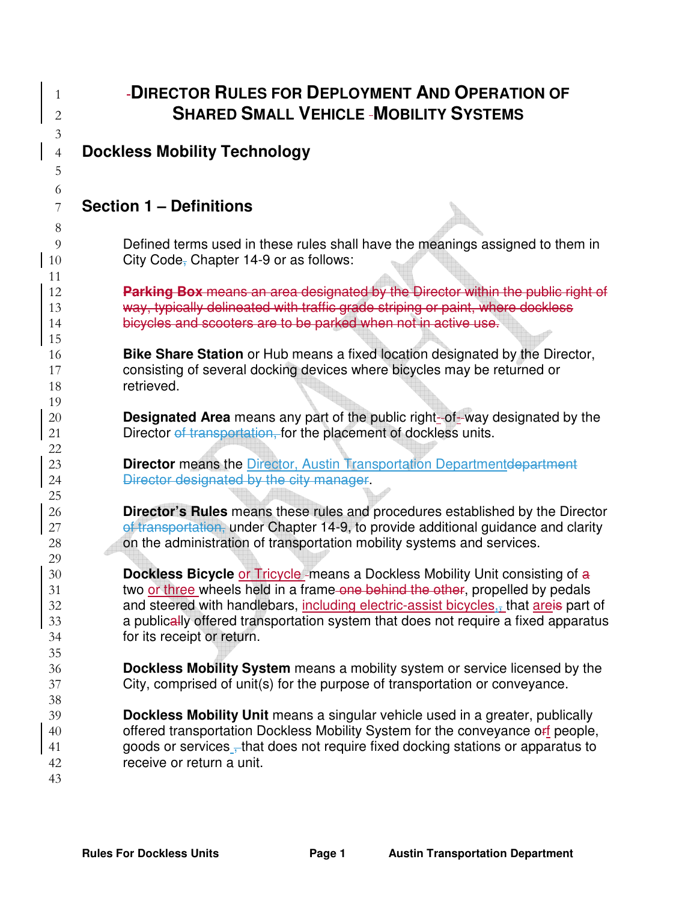# DIRECTOR RULES FOR DEPLOYMENT AND OPERATION OF SHARED SMALL VEHICLE MOBILITY SYSTEMS

## Dockless Mobility Technology

## Section 1 – Definitions

Defined terms used in these rules shall have the meanings assigned to them in City Code, Chapter 14-9 or as follows:

~~**Parking Box** means an area designated by the Director within the public right of way, typically delineated with traffic grade striping or paint, where dockless bicycles and scooters are to be parked when not in active use.~~

**Bike Share Station** or Hub means a fixed location designated by the Director, consisting of several docking devices where bicycles may be returned or retrieved.

**Designated Area** means any part of the public right-of-way designated by the Director ~~of transportation,~~ for the placement of dockless units.

**Director** means the Director, Austin Transportation Department~~department Director designated by the city manager~~.

**Director's Rules** means these rules and procedures established by the Director ~~of transportation,~~ under Chapter 14-9, to provide additional guidance and clarity on the administration of transportation mobility systems and services.

**Dockless Bicycle** or Tricycle means a Dockless Mobility Unit consisting of ~~a~~ two or three wheels held in a frame ~~one behind the other~~, propelled by pedals and steered with handlebars, including electric-assist bicycles, that are~~is~~ part of a publically offered transportation system that does not require a fixed apparatus for its receipt or return.

**Dockless Mobility System** means a mobility system or service licensed by the City, comprised of unit(s) for the purpose of transportation or conveyance.

**Dockless Mobility Unit** means a singular vehicle used in a greater, publically offered transportation Dockless Mobility System for the conveyance of people, goods or services that does not require fixed docking stations or apparatus to receive or return a unit.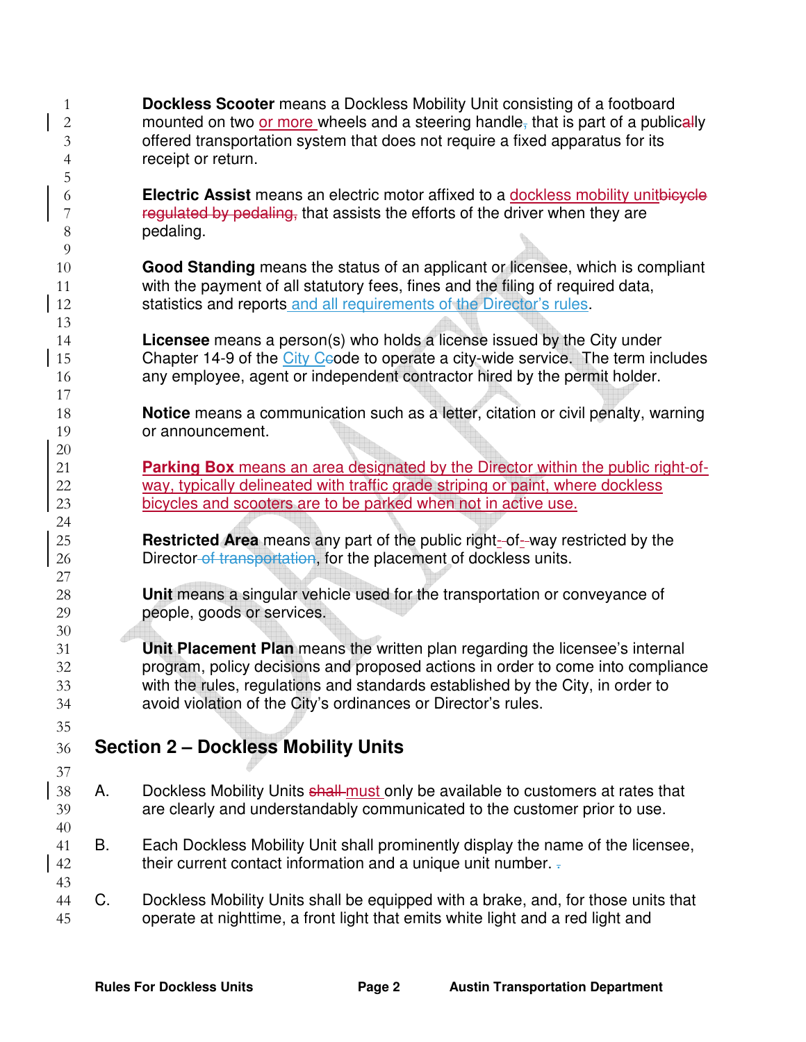**Dockless Scooter** means a Dockless Mobility Unit consisting of a footboard mounted on two or more wheels and a steering handle, that is part of a publically offered transportation system that does not require a fixed apparatus for its receipt or return.

**Electric Assist** means an electric motor affixed to a dockless mobility unitbicycle regulated by pedaling, that assists the efforts of the driver when they are pedaling.

**Good Standing** means the status of an applicant or licensee, which is compliant with the payment of all statutory fees, fines and the filing of required data, statistics and reports and all requirements of the Director's rules.

**Licensee** means a person(s) who holds a license issued by the City under Chapter 14-9 of the City Ccode to operate a city-wide service. The term includes any employee, agent or independent contractor hired by the permit holder.

**Notice** means a communication such as a letter, citation or civil penalty, warning or announcement.

**Parking Box** means an area designated by the Director within the public right-of-way, typically delineated with traffic grade striping or paint, where dockless bicycles and scooters are to be parked when not in active use.

**Restricted Area** means any part of the public right--of--way restricted by the Director of transportation, for the placement of dockless units.

**Unit** means a singular vehicle used for the transportation or conveyance of people, goods or services.

**Unit Placement Plan** means the written plan regarding the licensee's internal program, policy decisions and proposed actions in order to come into compliance with the rules, regulations and standards established by the City, in order to avoid violation of the City's ordinances or Director's rules.

## Section 2 – Dockless Mobility Units

A. Dockless Mobility Units shall must only be available to customers at rates that are clearly and understandably communicated to the customer prior to use.

B. Each Dockless Mobility Unit shall prominently display the name of the licensee, their current contact information and a unique unit number. .

C. Dockless Mobility Units shall be equipped with a brake, and, for those units that operate at nighttime, a front light that emits white light and a red light and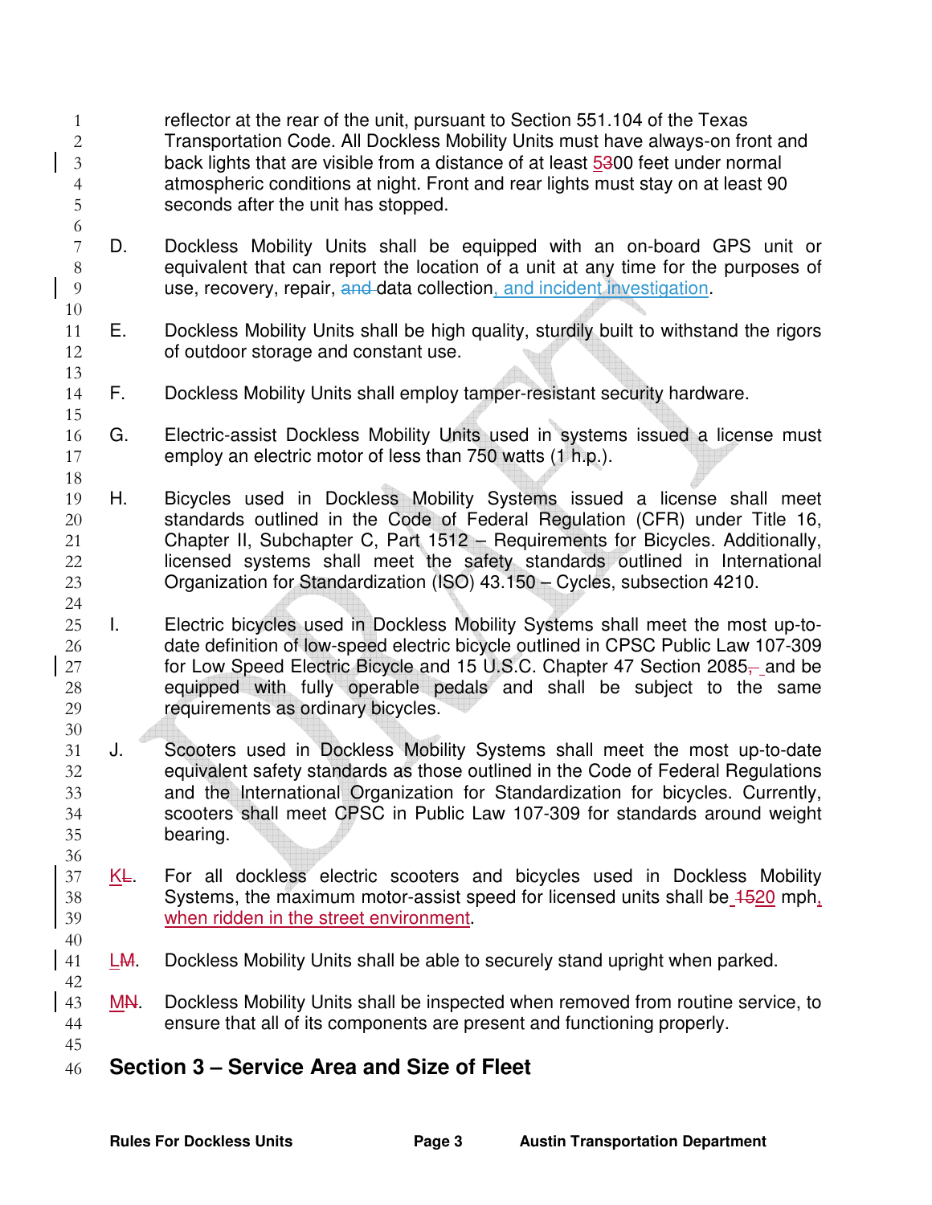reflector at the rear of the unit, pursuant to Section 551.104 of the Texas Transportation Code. All Dockless Mobility Units must have always-on front and back lights that are visible from a distance of at least 5300 feet under normal atmospheric conditions at night. Front and rear lights must stay on at least 90 seconds after the unit has stopped.

D. Dockless Mobility Units shall be equipped with an on-board GPS unit or equivalent that can report the location of a unit at any time for the purposes of use, recovery, repair, and data collection, and incident investigation.

E. Dockless Mobility Units shall be high quality, sturdily built to withstand the rigors of outdoor storage and constant use.

F. Dockless Mobility Units shall employ tamper-resistant security hardware.

G. Electric-assist Dockless Mobility Units used in systems issued a license must employ an electric motor of less than 750 watts (1 h.p.).

H. Bicycles used in Dockless Mobility Systems issued a license shall meet standards outlined in the Code of Federal Regulation (CFR) under Title 16, Chapter II, Subchapter C, Part 1512 – Requirements for Bicycles. Additionally, licensed systems shall meet the safety standards outlined in International Organization for Standardization (ISO) 43.150 – Cycles, subsection 4210.

I. Electric bicycles used in Dockless Mobility Systems shall meet the most up-to-date definition of low-speed electric bicycle outlined in CPSC Public Law 107-309 for Low Speed Electric Bicycle and 15 U.S.C. Chapter 47 Section 2085, and be equipped with fully operable pedals and shall be subject to the same requirements as ordinary bicycles.

J. Scooters used in Dockless Mobility Systems shall meet the most up-to-date equivalent safety standards as those outlined in the Code of Federal Regulations and the International Organization for Standardization for bicycles. Currently, scooters shall meet CPSC in Public Law 107-309 for standards around weight bearing.

KL. For all dockless electric scooters and bicycles used in Dockless Mobility Systems, the maximum motor-assist speed for licensed units shall be 1520 mph, when ridden in the street environment.

LM. Dockless Mobility Units shall be able to securely stand upright when parked.

MN. Dockless Mobility Units shall be inspected when removed from routine service, to ensure that all of its components are present and functioning properly.

## Section 3 – Service Area and Size of Fleet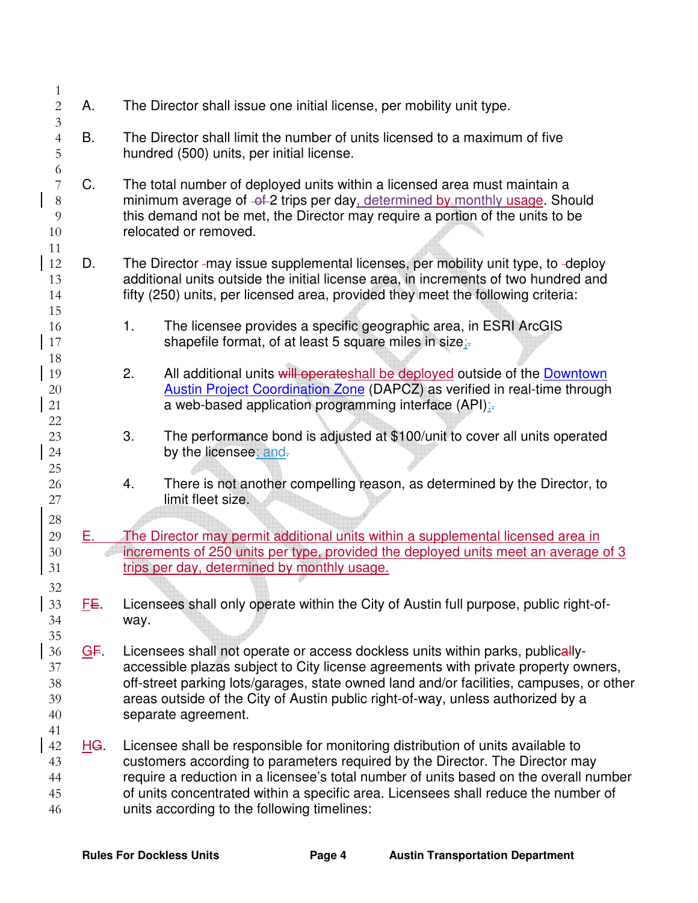A. The Director shall issue one initial license, per mobility unit type.

B. The Director shall limit the number of units licensed to a maximum of five hundred (500) units, per initial license.

C. The total number of deployed units within a licensed area must maintain a minimum average of ~~of~~ 2 trips per day, determined by monthly usage. Should this demand not be met, the Director may require a portion of the units to be relocated or removed.

D. The Director may issue supplemental licenses, per mobility unit type, to deploy additional units outside the initial license area, in increments of two hundred and fifty (250) units, per licensed area, provided they meet the following criteria:

   1. The licensee provides a specific geographic area, in ESRI ArcGIS shapefile format, of at least 5 square miles in size;

   2. All additional units ~~will operate~~shall be deployed outside of the Downtown Austin Project Coordination Zone (DAPCZ) as verified in real-time through a web-based application programming interface (API);

   3. The performance bond is adjusted at $100/unit to cover all units operated by the licensee; and

   4. There is not another compelling reason, as determined by the Director, to limit fleet size.

E. The Director may permit additional units within a supplemental licensed area in increments of 250 units per type, provided the deployed units meet an average of 3 trips per day, determined by monthly usage.

F~~E~~. Licensees shall only operate within the City of Austin full purpose, public right-of-way.

G~~F~~. Licensees shall not operate or access dockless units within parks, public~~al~~ly-accessible plazas subject to City license agreements with private property owners, off-street parking lots/garages, state owned land and/or facilities, campuses, or other areas outside of the City of Austin public right-of-way, unless authorized by a separate agreement.

H~~G~~. Licensee shall be responsible for monitoring distribution of units available to customers according to parameters required by the Director. The Director may require a reduction in a licensee's total number of units based on the overall number of units concentrated within a specific area. Licensees shall reduce the number of units according to the following timelines: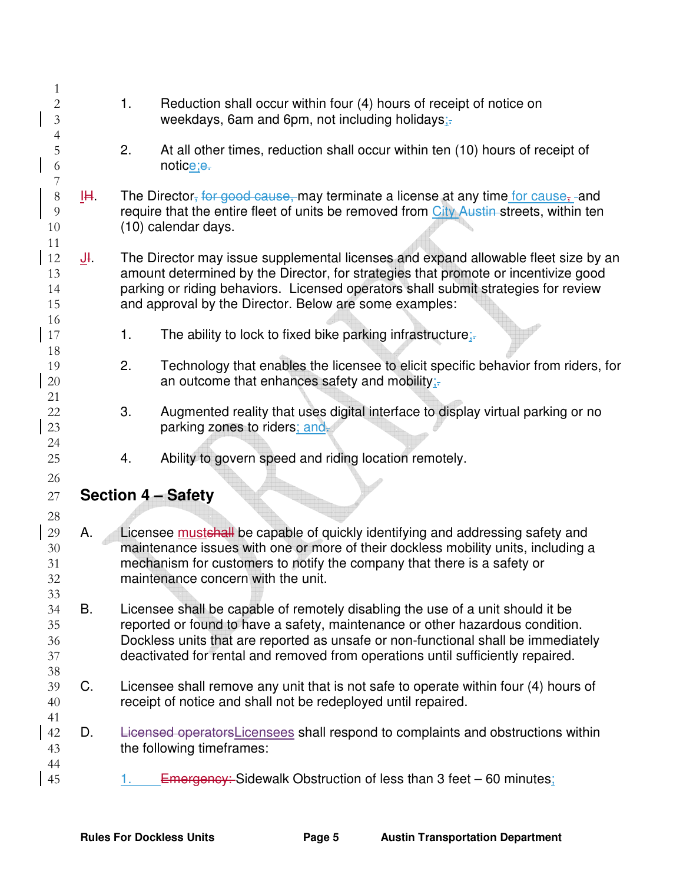1. Reduction shall occur within four (4) hours of receipt of notice on weekdays, 6am and 6pm, not including holidays;

2. At all other times, reduction shall occur within ten (10) hours of receipt of notice;

I. The Director may terminate a license at any time for cause, and require that the entire fleet of units be removed from City streets, within ten (10) calendar days.

J. The Director may issue supplemental licenses and expand allowable fleet size by an amount determined by the Director, for strategies that promote or incentivize good parking or riding behaviors. Licensed operators shall submit strategies for review and approval by the Director. Below are some examples:

1. The ability to lock to fixed bike parking infrastructure;

2. Technology that enables the licensee to elicit specific behavior from riders, for an outcome that enhances safety and mobility;

3. Augmented reality that uses digital interface to display virtual parking or no parking zones to riders; and

4. Ability to govern speed and riding location remotely.

## Section 4 – Safety

A. Licensee must be capable of quickly identifying and addressing safety and maintenance issues with one or more of their dockless mobility units, including a mechanism for customers to notify the company that there is a safety or maintenance concern with the unit.

B. Licensee shall be capable of remotely disabling the use of a unit should it be reported or found to have a safety, maintenance or other hazardous condition. Dockless units that are reported as unsafe or non-functional shall be immediately deactivated for rental and removed from operations until sufficiently repaired.

C. Licensee shall remove any unit that is not safe to operate within four (4) hours of receipt of notice and shall not be redeployed until repaired.

D. Licensees shall respond to complaints and obstructions within the following timeframes:

1. Sidewalk Obstruction of less than 3 feet – 60 minutes;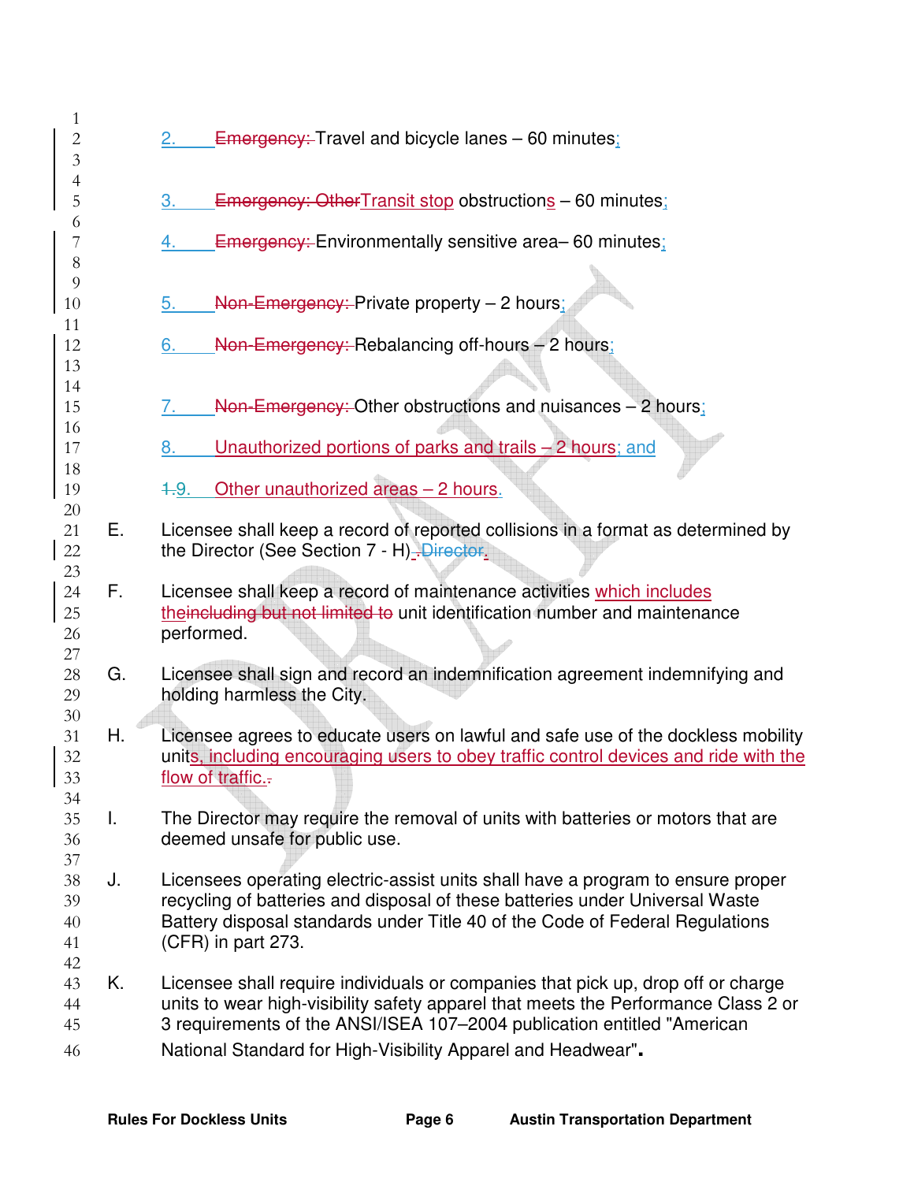2. ~~Emergency:~~ Travel and bicycle lanes – 60 minutes;

3. ~~Emergency: Other~~Transit stop obstructions – 60 minutes;

4. ~~Emergency:~~ Environmentally sensitive area– 60 minutes;

5. ~~Non-Emergency:~~ Private property – 2 hours;

6. ~~Non-Emergency:~~ Rebalancing off-hours – 2 hours;

7. ~~Non-Emergency:~~ Other obstructions and nuisances – 2 hours;

8. Unauthorized portions of parks and trails – 2 hours; and

~~1.~~9. Other unauthorized areas – 2 hours.

E. Licensee shall keep a record of reported collisions in a format as determined by the Director (See Section 7 - H). ~~.Director.~~

F. Licensee shall keep a record of maintenance activities which includes the~~including but not limited to~~ unit identification number and maintenance performed.

G. Licensee shall sign and record an indemnification agreement indemnifying and holding harmless the City.

H. Licensee agrees to educate users on lawful and safe use of the dockless mobility units, including encouraging users to obey traffic control devices and ride with the flow of traffic.~~.~~

I. The Director may require the removal of units with batteries or motors that are deemed unsafe for public use.

J. Licensees operating electric-assist units shall have a program to ensure proper recycling of batteries and disposal of these batteries under Universal Waste Battery disposal standards under Title 40 of the Code of Federal Regulations (CFR) in part 273.

K. Licensee shall require individuals or companies that pick up, drop off or charge units to wear high-visibility safety apparel that meets the Performance Class 2 or 3 requirements of the ANSI/ISEA 107–2004 publication entitled "American National Standard for High-Visibility Apparel and Headwear".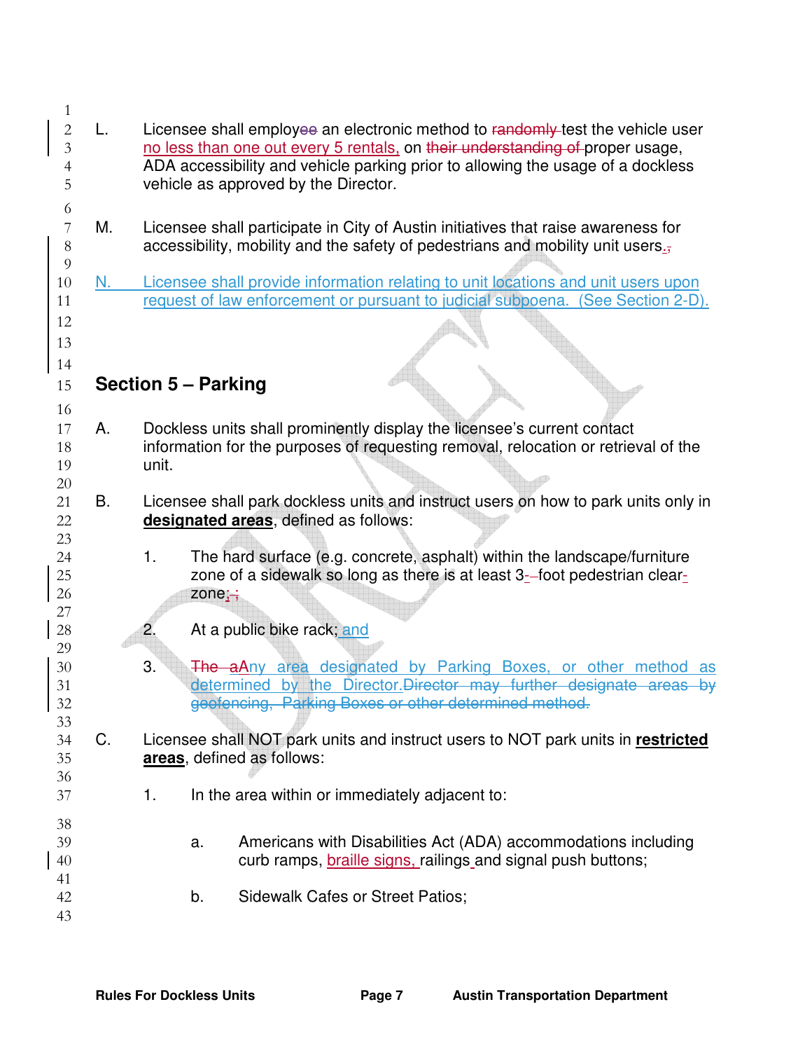L. Licensee shall employee an electronic method to randomly test the vehicle user no less than one out every 5 rentals, on their understanding of proper usage, ADA accessibility and vehicle parking prior to allowing the usage of a dockless vehicle as approved by the Director.

M. Licensee shall participate in City of Austin initiatives that raise awareness for accessibility, mobility and the safety of pedestrians and mobility unit users.,

N. Licensee shall provide information relating to unit locations and unit users upon request of law enforcement or pursuant to judicial subpoena. (See Section 2-D).

## Section 5 – Parking

A. Dockless units shall prominently display the licensee's current contact information for the purposes of requesting removal, relocation or retrieval of the unit.

B. Licensee shall park dockless units and instruct users on how to park units only in **designated areas**, defined as follows:

1. The hard surface (e.g. concrete, asphalt) within the landscape/furniture zone of a sidewalk so long as there is at least 3-–foot pedestrian clear-zone;,

2. At a public bike rack; and

3. The aAny area designated by Parking Boxes, or other method as determined by the Director.Director may further designate areas by geofencing, Parking Boxes or other determined method.

C. Licensee shall NOT park units and instruct users to NOT park units in **restricted areas**, defined as follows:

1. In the area within or immediately adjacent to:

   a. Americans with Disabilities Act (ADA) accommodations including curb ramps, braille signs, railings and signal push buttons;

   b. Sidewalk Cafes or Street Patios;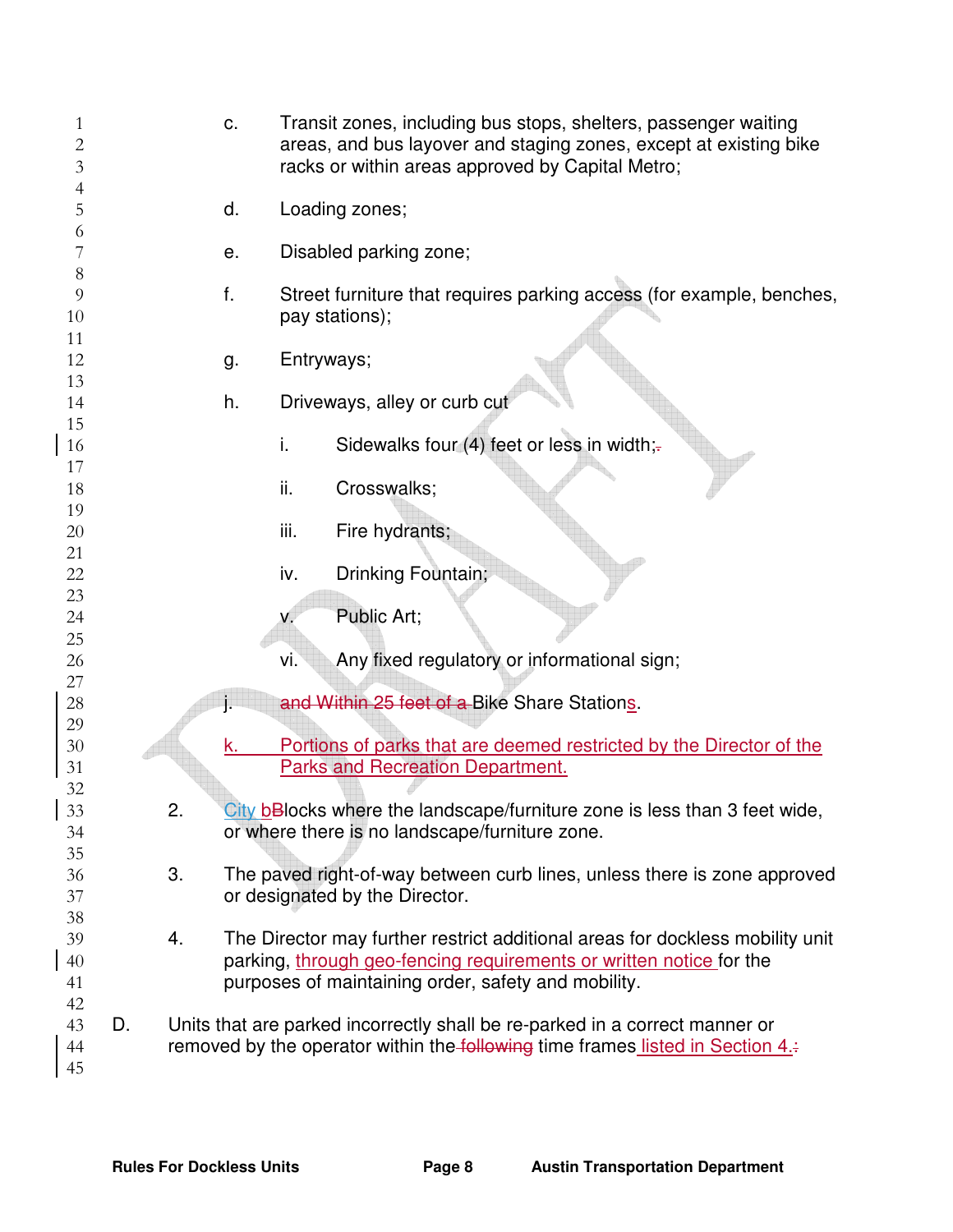c. Transit zones, including bus stops, shelters, passenger waiting areas, and bus layover and staging zones, except at existing bike racks or within areas approved by Capital Metro;

d. Loading zones;

e. Disabled parking zone;

f. Street furniture that requires parking access (for example, benches, pay stations);

g. Entryways;

h. Driveways, alley or curb cut

i. Sidewalks four (4) feet or less in width;.

ii. Crosswalks;

iii. Fire hydrants;

iv. Drinking Fountain;

v. Public Art;

vi. Any fixed regulatory or informational sign;

j. ~~and Within 25 feet of a~~ Bike Share Stations.

k. Portions of parks that are deemed restricted by the Director of the Parks and Recreation Department.

2. City bBlocks where the landscape/furniture zone is less than 3 feet wide, or where there is no landscape/furniture zone.

3. The paved right-of-way between curb lines, unless there is zone approved or designated by the Director.

4. The Director may further restrict additional areas for dockless mobility unit parking, through geo-fencing requirements or written notice for the purposes of maintaining order, safety and mobility.

D. Units that are parked incorrectly shall be re-parked in a correct manner or removed by the operator within the ~~following~~ time frames listed in Section 4.: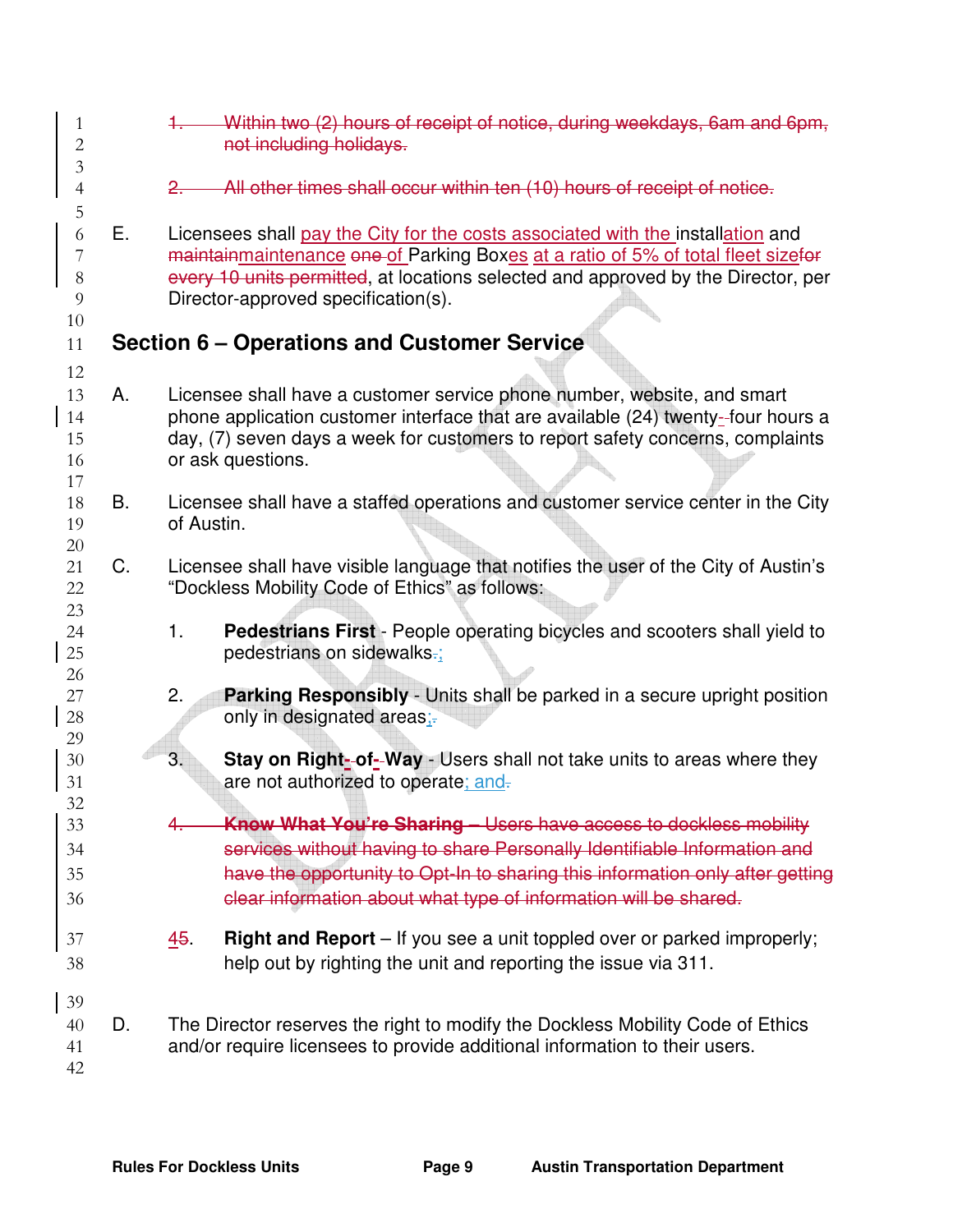~~1. Within two (2) hours of receipt of notice, during weekdays, 6am and 6pm, not including holidays.~~

~~2. All other times shall occur within ten (10) hours of receipt of notice.~~

E. Licensees shall pay the City for the costs associated with the installation and ~~maintain~~maintenance ~~one~~ of Parking Boxes at a ratio of 5% of total fleet size~~for every 10 units permitted~~, at locations selected and approved by the Director, per Director-approved specification(s).

## Section 6 – Operations and Customer Service

A. Licensee shall have a customer service phone number, website, and smart phone application customer interface that are available (24) twenty-~~-~~four hours a day, (7) seven days a week for customers to report safety concerns, complaints or ask questions.

B. Licensee shall have a staffed operations and customer service center in the City of Austin.

C. Licensee shall have visible language that notifies the user of the City of Austin's "Dockless Mobility Code of Ethics" as follows:

1. **Pedestrians First** - People operating bicycles and scooters shall yield to pedestrians on sidewalks~~.~~;

2. **Parking Responsibly** - Units shall be parked in a secure upright position only in designated areas;~~.~~

3. **Stay on Right-~~-~~of-~~-~~Way** - Users shall not take units to areas where they are not authorized to operate; and~~.~~

~~4. **Know What You're Sharing** – Users have access to dockless mobility services without having to share Personally Identifiable Information and have the opportunity to Opt-In to sharing this information only after getting clear information about what type of information will be shared.~~

4~~5~~. **Right and Report** – If you see a unit toppled over or parked improperly; help out by righting the unit and reporting the issue via 311.

D. The Director reserves the right to modify the Dockless Mobility Code of Ethics and/or require licensees to provide additional information to their users.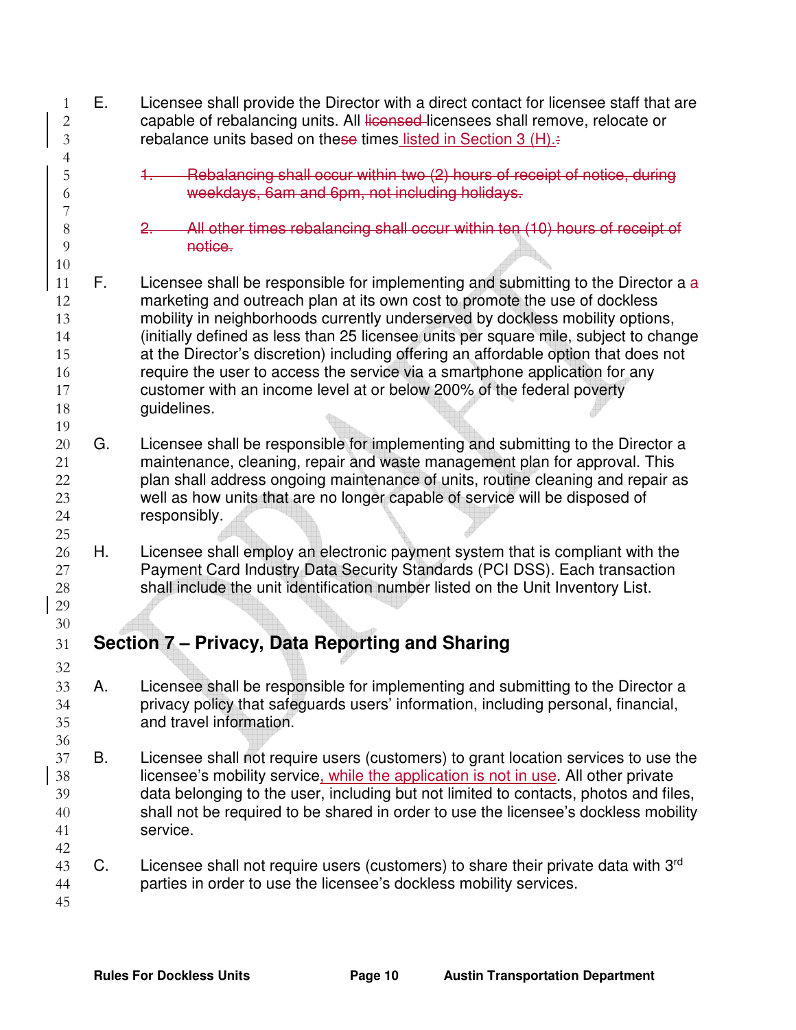E. Licensee shall provide the Director with a direct contact for licensee staff that are capable of rebalancing units. All ~~licensed~~ licensees shall remove, relocate or rebalance units based on the~~se~~ times listed in Section 3 (H).~~:~~

~~1. Rebalancing shall occur within two (2) hours of receipt of notice, during weekdays, 6am and 6pm, not including holidays.~~

~~2. All other times rebalancing shall occur within ten (10) hours of receipt of notice.~~

F. Licensee shall be responsible for implementing and submitting to the Director a a marketing and outreach plan at its own cost to promote the use of dockless mobility in neighborhoods currently underserved by dockless mobility options, (initially defined as less than 25 licensee units per square mile, subject to change at the Director's discretion) including offering an affordable option that does not require the user to access the service via a smartphone application for any customer with an income level at or below 200% of the federal poverty guidelines.

G. Licensee shall be responsible for implementing and submitting to the Director a maintenance, cleaning, repair and waste management plan for approval. This plan shall address ongoing maintenance of units, routine cleaning and repair as well as how units that are no longer capable of service will be disposed of responsibly.

H. Licensee shall employ an electronic payment system that is compliant with the Payment Card Industry Data Security Standards (PCI DSS). Each transaction shall include the unit identification number listed on the Unit Inventory List.

## Section 7 – Privacy, Data Reporting and Sharing

A. Licensee shall be responsible for implementing and submitting to the Director a privacy policy that safeguards users' information, including personal, financial, and travel information.

B. Licensee shall not require users (customers) to grant location services to use the licensee's mobility service, while the application is not in use. All other private data belonging to the user, including but not limited to contacts, photos and files, shall not be required to be shared in order to use the licensee's dockless mobility service.

C. Licensee shall not require users (customers) to share their private data with 3rd parties in order to use the licensee's dockless mobility services.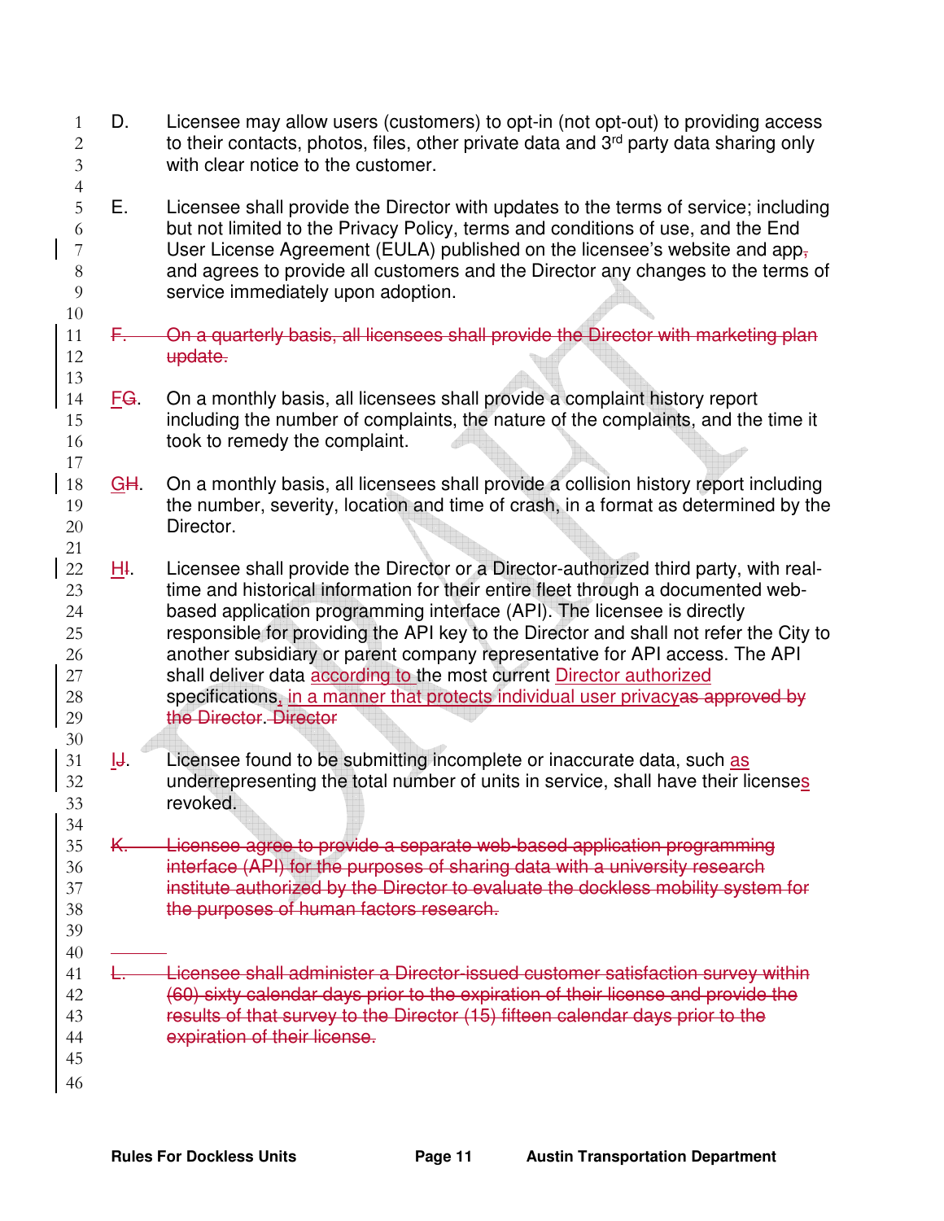D. Licensee may allow users (customers) to opt-in (not opt-out) to providing access to their contacts, photos, files, other private data and 3rd party data sharing only with clear notice to the customer.

E. Licensee shall provide the Director with updates to the terms of service; including but not limited to the Privacy Policy, terms and conditions of use, and the End User License Agreement (EULA) published on the licensee's website and app~~,~~ and agrees to provide all customers and the Director any changes to the terms of service immediately upon adoption.

~~F. On a quarterly basis, all licensees shall provide the Director with marketing plan update.~~

F~~G~~. On a monthly basis, all licensees shall provide a complaint history report including the number of complaints, the nature of the complaints, and the time it took to remedy the complaint.

G~~H~~. On a monthly basis, all licensees shall provide a collision history report including the number, severity, location and time of crash, in a format as determined by the Director.

H~~I~~. Licensee shall provide the Director or a Director-authorized third party, with real-time and historical information for their entire fleet through a documented web-based application programming interface (API). The licensee is directly responsible for providing the API key to the Director and shall not refer the City to another subsidiary or parent company representative for API access. The API shall deliver data according to the most current Director authorized specifications, in a manner that protects individual user privacy~~as approved by the Director. Director~~

I~~J~~. Licensee found to be submitting incomplete or inaccurate data, such as underrepresenting the total number of units in service, shall have their licenses revoked.

~~K. Licensee agree to provide a separate web-based application programming interface (API) for the purposes of sharing data with a university research institute authorized by the Director to evaluate the dockless mobility system for the purposes of human factors research.~~

~~L. Licensee shall administer a Director-issued customer satisfaction survey within (60) sixty calendar days prior to the expiration of their license and provide the results of that survey to the Director (15) fifteen calendar days prior to the expiration of their license.~~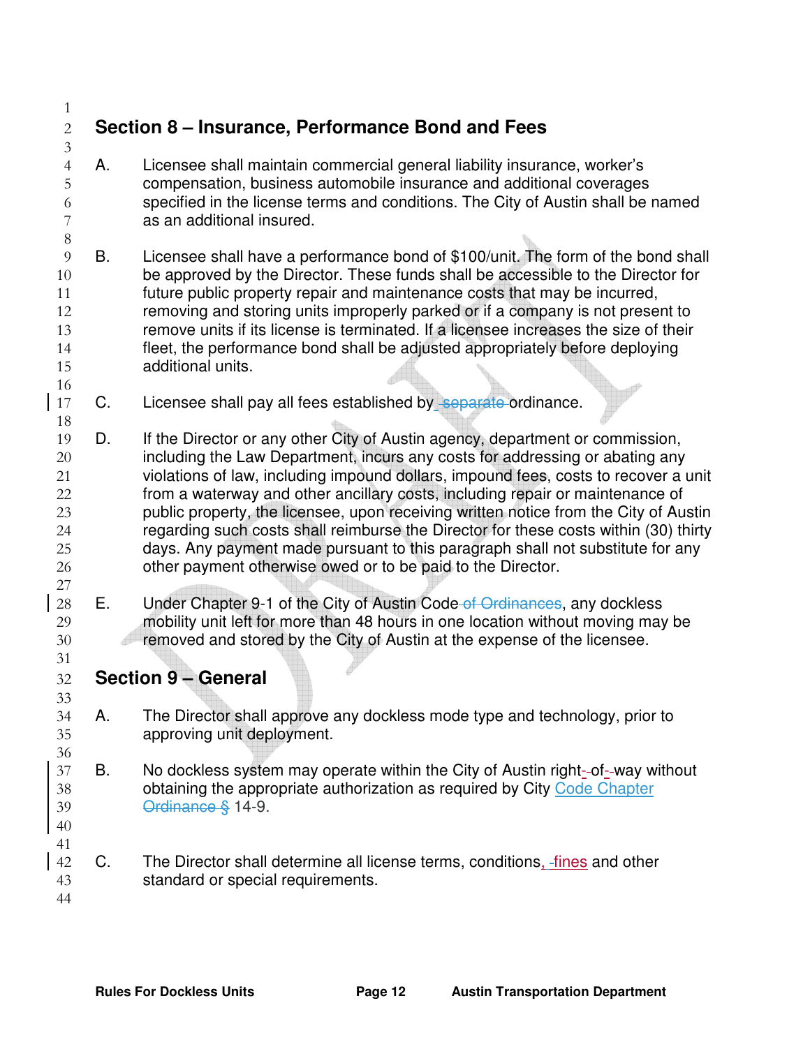## Section 8 – Insurance, Performance Bond and Fees

A. Licensee shall maintain commercial general liability insurance, worker's compensation, business automobile insurance and additional coverages specified in the license terms and conditions. The City of Austin shall be named as an additional insured.

B. Licensee shall have a performance bond of $100/unit. The form of the bond shall be approved by the Director. These funds shall be accessible to the Director for future public property repair and maintenance costs that may be incurred, removing and storing units improperly parked or if a company is not present to remove units if its license is terminated. If a licensee increases the size of their fleet, the performance bond shall be adjusted appropriately before deploying additional units.

C. Licensee shall pay all fees established by ~~separate~~ ordinance.

D. If the Director or any other City of Austin agency, department or commission, including the Law Department, incurs any costs for addressing or abating any violations of law, including impound dollars, impound fees, costs to recover a unit from a waterway and other ancillary costs, including repair or maintenance of public property, the licensee, upon receiving written notice from the City of Austin regarding such costs shall reimburse the Director for these costs within (30) thirty days. Any payment made pursuant to this paragraph shall not substitute for any other payment otherwise owed or to be paid to the Director.

E. Under Chapter 9-1 of the City of Austin Code ~~of Ordinances~~, any dockless mobility unit left for more than 48 hours in one location without moving may be removed and stored by the City of Austin at the expense of the licensee.

## Section 9 – General

A. The Director shall approve any dockless mode type and technology, prior to approving unit deployment.

B. No dockless system may operate within the City of Austin right-of-way without obtaining the appropriate authorization as required by City Code Chapter ~~Ordinance §~~ 14-9.

C. The Director shall determine all license terms, conditions, fines and other standard or special requirements.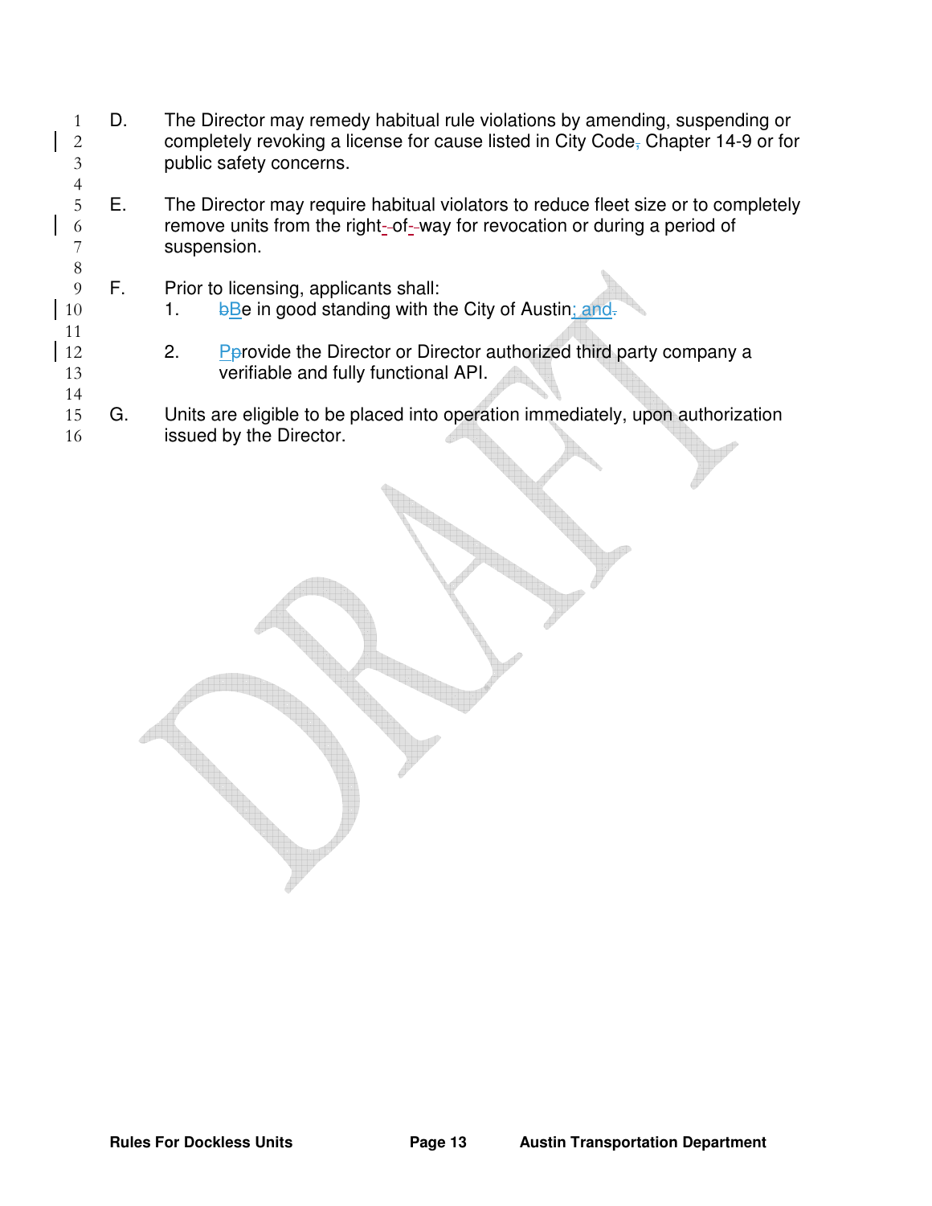D. The Director may remedy habitual rule violations by amending, suspending or completely revoking a license for cause listed in City Code Chapter 14-9 or for public safety concerns.

E. The Director may require habitual violators to reduce fleet size or to completely remove units from the right-of-way for revocation or during a period of suspension.

F. Prior to licensing, applicants shall:

   1. Be in good standing with the City of Austin; and

   2. Provide the Director or Director authorized third party company a verifiable and fully functional API.

G. Units are eligible to be placed into operation immediately, upon authorization issued by the Director.